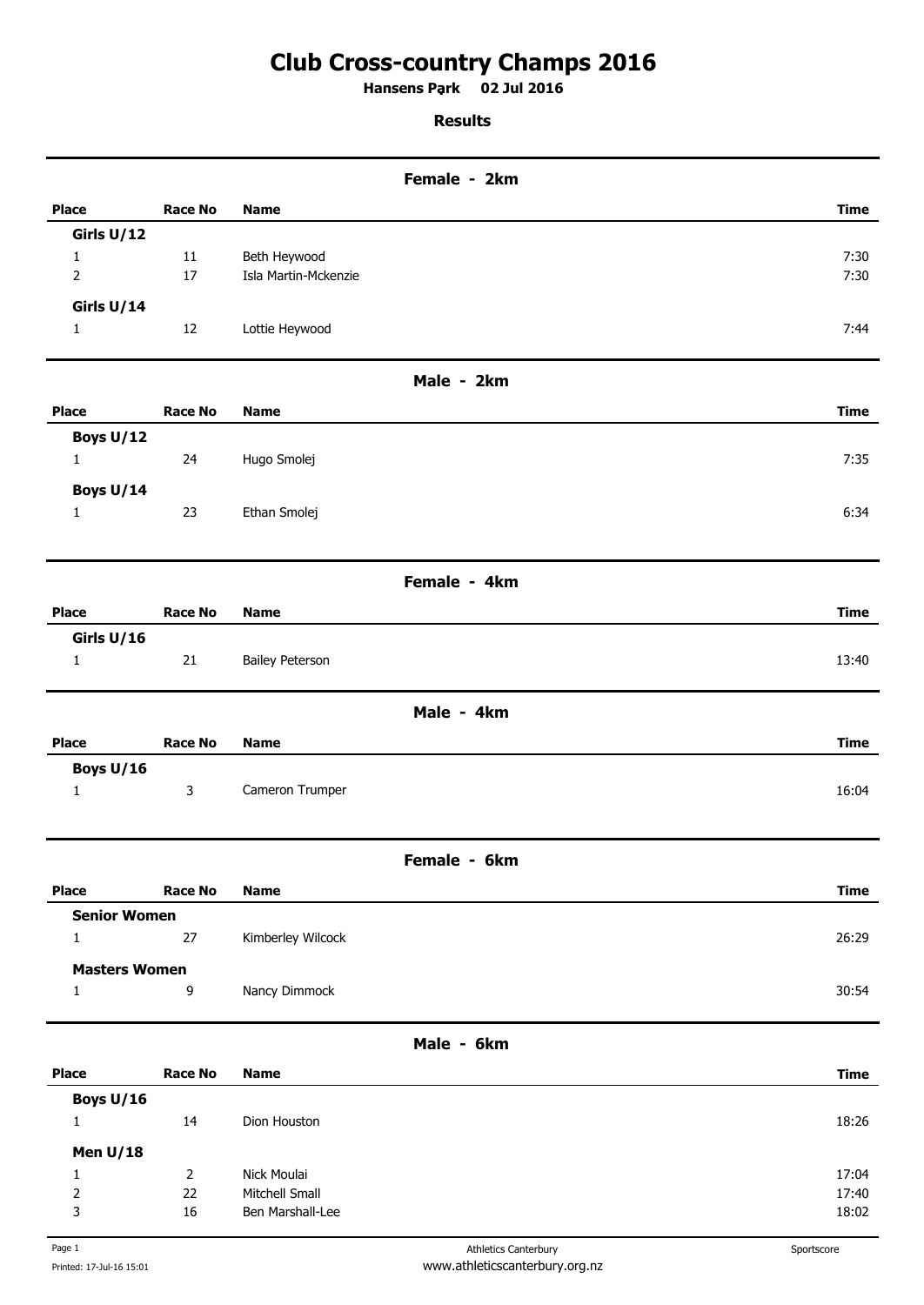# Club Cross-country Champs 2016

**Hansens Park 02 Jul 2016**

**Results**

## Female - 2km

| Place | Race No | Name | Time |
|---|---|---|---|
| **Girls U/12** | | | |
| 1 | 11 | Beth Heywood | 7:30 |
| 2 | 17 | Isla Martin-Mckenzie | 7:30 |
| **Girls U/14** | | | |
| 1 | 12 | Lottie Heywood | 7:44 |

## Male - 2km

| Place | Race No | Name | Time |
|---|---|---|---|
| **Boys U/12** | | | |
| 1 | 24 | Hugo Smolej | 7:35 |
| **Boys U/14** | | | |
| 1 | 23 | Ethan Smolej | 6:34 |

## Female - 4km

| Place | Race No | Name | Time |
|---|---|---|---|
| **Girls U/16** | | | |
| 1 | 21 | Bailey Peterson | 13:40 |

## Male - 4km

| Place | Race No | Name | Time |
|---|---|---|---|
| **Boys U/16** | | | |
| 1 | 3 | Cameron Trumper | 16:04 |

## Female - 6km

| Place | Race No | Name | Time |
|---|---|---|---|
| **Senior Women** | | | |
| 1 | 27 | Kimberley Wilcock | 26:29 |
| **Masters Women** | | | |
| 1 | 9 | Nancy Dimmock | 30:54 |

## Male - 6km

| Place | Race No | Name | Time |
|---|---|---|---|
| **Boys U/16** | | | |
| 1 | 14 | Dion Houston | 18:26 |
| **Men U/18** | | | |
| 1 | 2 | Nick Moulai | 17:04 |
| 2 | 22 | Mitchell Small | 17:40 |
| 3 | 16 | Ben Marshall-Lee | 18:02 |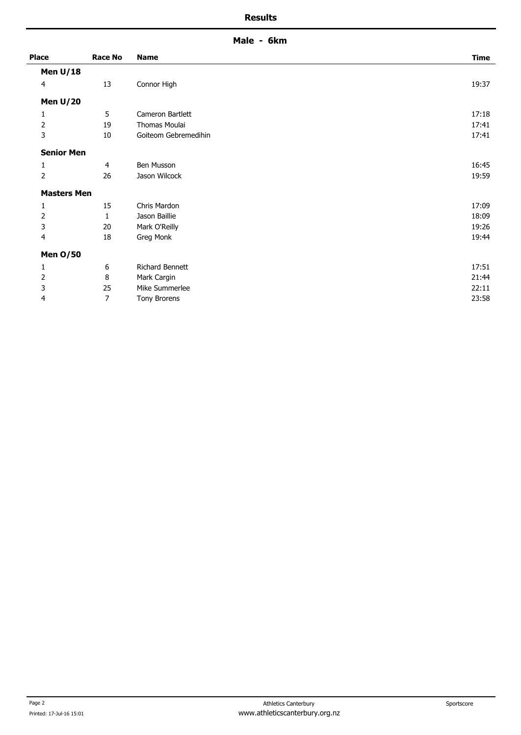## Results

### Male - 6km

| Place | Race No | Name | Time |
|---|---|---|---|
| **Men U/18** | | | |
| 4 | 13 | Connor High | 19:37 |
| **Men U/20** | | | |
| 1 | 5 | Cameron Bartlett | 17:18 |
| 2 | 19 | Thomas Moulai | 17:41 |
| 3 | 10 | Goiteom Gebremedihin | 17:41 |
| **Senior Men** | | | |
| 1 | 4 | Ben Musson | 16:45 |
| 2 | 26 | Jason Wilcock | 19:59 |
| **Masters Men** | | | |
| 1 | 15 | Chris Mardon | 17:09 |
| 2 | 1 | Jason Baillie | 18:09 |
| 3 | 20 | Mark O'Reilly | 19:26 |
| 4 | 18 | Greg Monk | 19:44 |
| **Men O/50** | | | |
| 1 | 6 | Richard Bennett | 17:51 |
| 2 | 8 | Mark Cargin | 21:44 |
| 3 | 25 | Mike Summerlee | 22:11 |
| 4 | 7 | Tony Brorens | 23:58 |